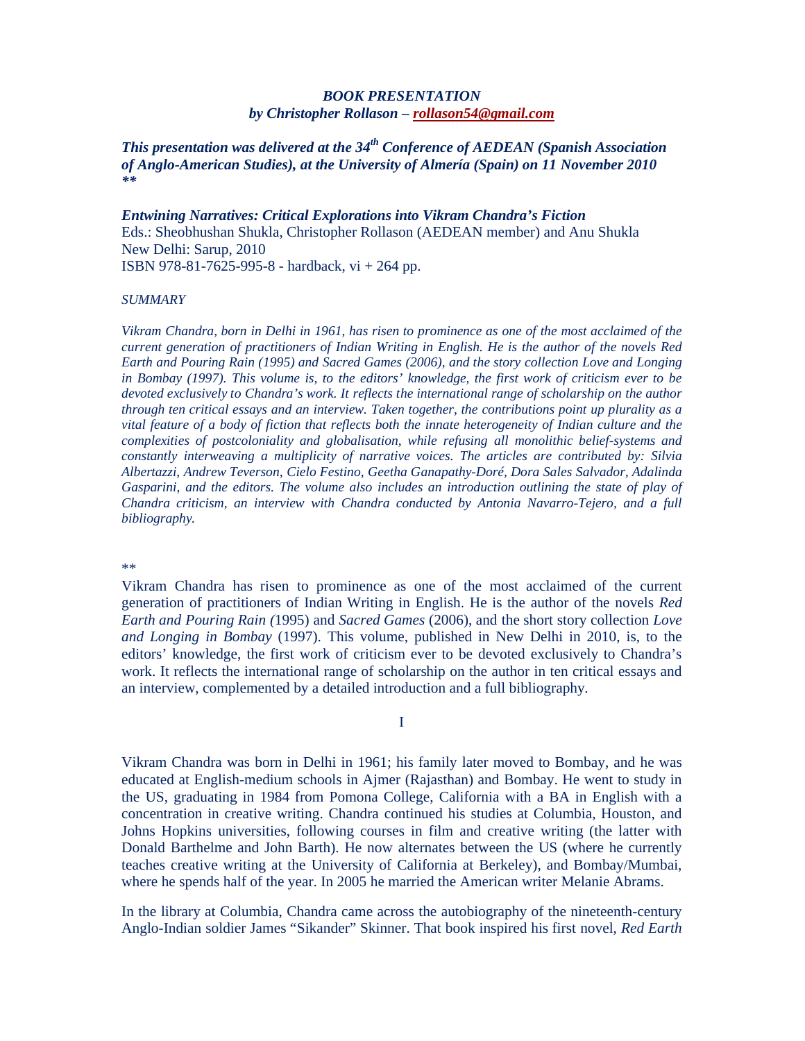### *BOOK PRESENTATION*
### *by Christopher Rollason – rollason54@gmail.com*

***This presentation was delivered at the 34th Conference of AEDEAN (Spanish Association of Anglo-American Studies), at the University of Almería (Spain) on 11 November 2010***
*\*\**

***Entwining Narratives: Critical Explorations into Vikram Chandra's Fiction***
Eds.: Sheobhushan Shukla, Christopher Rollason (AEDEAN member) and Anu Shukla
New Delhi: Sarup, 2010
ISBN 978-81-7625-995-8 - hardback, vi + 264 pp.

*SUMMARY*

*Vikram Chandra, born in Delhi in 1961, has risen to prominence as one of the most acclaimed of the current generation of practitioners of Indian Writing in English. He is the author of the novels Red Earth and Pouring Rain (1995) and Sacred Games (2006), and the story collection Love and Longing in Bombay (1997). This volume is, to the editors' knowledge, the first work of criticism ever to be devoted exclusively to Chandra's work. It reflects the international range of scholarship on the author through ten critical essays and an interview. Taken together, the contributions point up plurality as a vital feature of a body of fiction that reflects both the innate heterogeneity of Indian culture and the complexities of postcoloniality and globalisation, while refusing all monolithic belief-systems and constantly interweaving a multiplicity of narrative voices. The articles are contributed by: Silvia Albertazzi, Andrew Teverson, Cielo Festino, Geetha Ganapathy-Doré, Dora Sales Salvador, Adalinda Gasparini, and the editors. The volume also includes an introduction outlining the state of play of Chandra criticism, an interview with Chandra conducted by Antonia Navarro-Tejero, and a full bibliography.*

\*\*

Vikram Chandra has risen to prominence as one of the most acclaimed of the current generation of practitioners of Indian Writing in English. He is the author of the novels *Red Earth and Pouring Rain (*1995) and *Sacred Games* (2006), and the short story collection *Love and Longing in Bombay* (1997). This volume, published in New Delhi in 2010, is, to the editors' knowledge, the first work of criticism ever to be devoted exclusively to Chandra's work. It reflects the international range of scholarship on the author in ten critical essays and an interview, complemented by a detailed introduction and a full bibliography.

I

Vikram Chandra was born in Delhi in 1961; his family later moved to Bombay, and he was educated at English-medium schools in Ajmer (Rajasthan) and Bombay. He went to study in the US, graduating in 1984 from Pomona College, California with a BA in English with a concentration in creative writing. Chandra continued his studies at Columbia, Houston, and Johns Hopkins universities, following courses in film and creative writing (the latter with Donald Barthelme and John Barth). He now alternates between the US (where he currently teaches creative writing at the University of California at Berkeley), and Bombay/Mumbai, where he spends half of the year. In 2005 he married the American writer Melanie Abrams.

In the library at Columbia, Chandra came across the autobiography of the nineteenth-century Anglo-Indian soldier James "Sikander" Skinner. That book inspired his first novel, *Red Earth*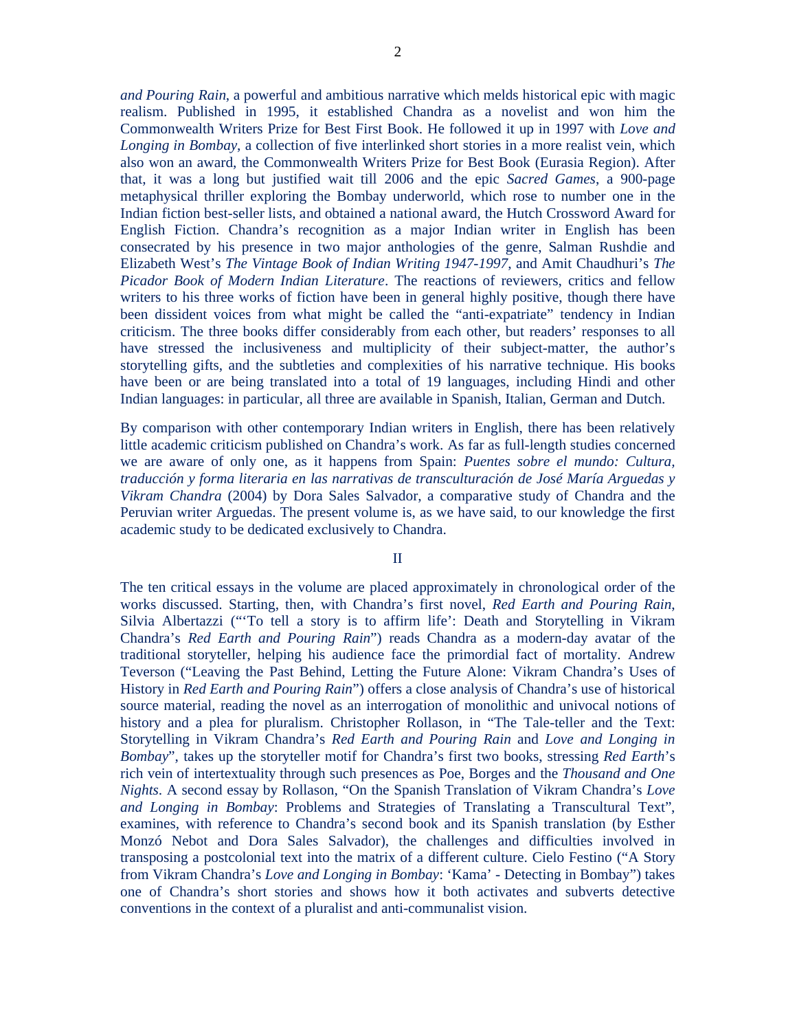*and Pouring Rain*, a powerful and ambitious narrative which melds historical epic with magic realism. Published in 1995, it established Chandra as a novelist and won him the Commonwealth Writers Prize for Best First Book. He followed it up in 1997 with *Love and Longing in Bombay*, a collection of five interlinked short stories in a more realist vein, which also won an award, the Commonwealth Writers Prize for Best Book (Eurasia Region). After that, it was a long but justified wait till 2006 and the epic *Sacred Games*, a 900-page metaphysical thriller exploring the Bombay underworld, which rose to number one in the Indian fiction best-seller lists, and obtained a national award, the Hutch Crossword Award for English Fiction. Chandra's recognition as a major Indian writer in English has been consecrated by his presence in two major anthologies of the genre, Salman Rushdie and Elizabeth West's *The Vintage Book of Indian Writing 1947-1997*, and Amit Chaudhuri's *The Picador Book of Modern Indian Literature*. The reactions of reviewers, critics and fellow writers to his three works of fiction have been in general highly positive, though there have been dissident voices from what might be called the "anti-expatriate" tendency in Indian criticism. The three books differ considerably from each other, but readers' responses to all have stressed the inclusiveness and multiplicity of their subject-matter, the author's storytelling gifts, and the subtleties and complexities of his narrative technique. His books have been or are being translated into a total of 19 languages, including Hindi and other Indian languages: in particular, all three are available in Spanish, Italian, German and Dutch.

By comparison with other contemporary Indian writers in English, there has been relatively little academic criticism published on Chandra's work. As far as full-length studies concerned we are aware of only one, as it happens from Spain: *Puentes sobre el mundo: Cultura, traducción y forma literaria en las narrativas de transculturación de José María Arguedas y Vikram Chandra* (2004) by Dora Sales Salvador, a comparative study of Chandra and the Peruvian writer Arguedas. The present volume is, as we have said, to our knowledge the first academic study to be dedicated exclusively to Chandra.

## II

The ten critical essays in the volume are placed approximately in chronological order of the works discussed. Starting, then, with Chandra's first novel, *Red Earth and Pouring Rain*, Silvia Albertazzi ("'To tell a story is to affirm life': Death and Storytelling in Vikram Chandra's *Red Earth and Pouring Rain*") reads Chandra as a modern-day avatar of the traditional storyteller, helping his audience face the primordial fact of mortality. Andrew Teverson ("Leaving the Past Behind, Letting the Future Alone: Vikram Chandra's Uses of History in *Red Earth and Pouring Rain*") offers a close analysis of Chandra's use of historical source material, reading the novel as an interrogation of monolithic and univocal notions of history and a plea for pluralism. Christopher Rollason, in "The Tale-teller and the Text: Storytelling in Vikram Chandra's *Red Earth and Pouring Rain* and *Love and Longing in Bombay*", takes up the storyteller motif for Chandra's first two books, stressing *Red Earth*'s rich vein of intertextuality through such presences as Poe, Borges and the *Thousand and One Nights*. A second essay by Rollason, "On the Spanish Translation of Vikram Chandra's *Love and Longing in Bombay*: Problems and Strategies of Translating a Transcultural Text", examines, with reference to Chandra's second book and its Spanish translation (by Esther Monzó Nebot and Dora Sales Salvador), the challenges and difficulties involved in transposing a postcolonial text into the matrix of a different culture. Cielo Festino ("A Story from Vikram Chandra's *Love and Longing in Bombay*: 'Kama' - Detecting in Bombay") takes one of Chandra's short stories and shows how it both activates and subverts detective conventions in the context of a pluralist and anti-communalist vision.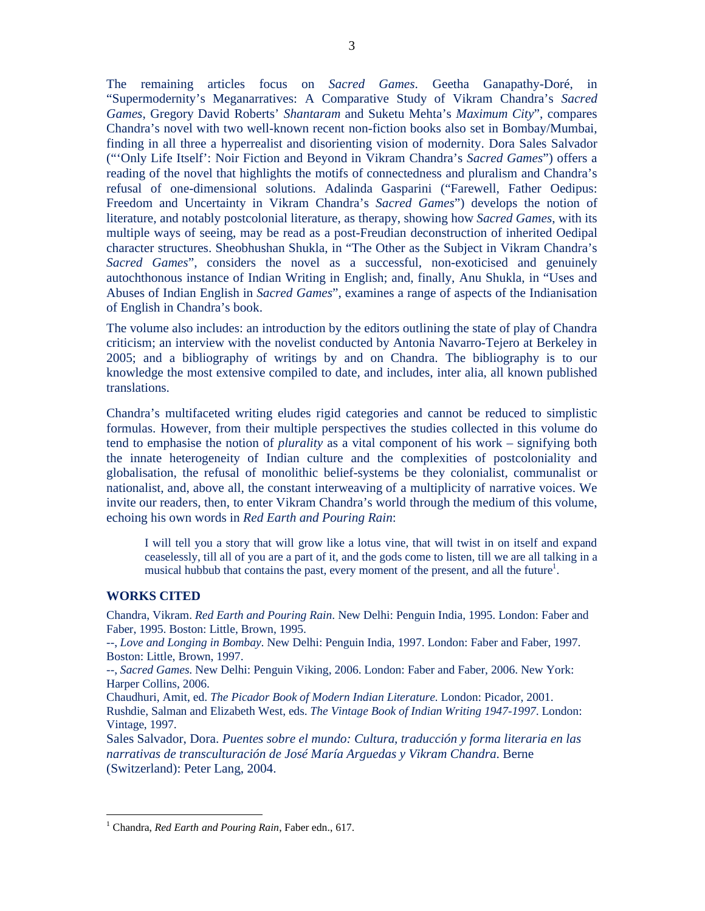The remaining articles focus on *Sacred Games*. Geetha Ganapathy-Doré, in "Supermodernity's Meganarratives: A Comparative Study of Vikram Chandra's *Sacred Games*, Gregory David Roberts' *Shantaram* and Suketu Mehta's *Maximum City*", compares Chandra's novel with two well-known recent non-fiction books also set in Bombay/Mumbai, finding in all three a hyperrealist and disorienting vision of modernity. Dora Sales Salvador ("'Only Life Itself': Noir Fiction and Beyond in Vikram Chandra's *Sacred Games*") offers a reading of the novel that highlights the motifs of connectedness and pluralism and Chandra's refusal of one-dimensional solutions. Adalinda Gasparini ("Farewell, Father Oedipus: Freedom and Uncertainty in Vikram Chandra's *Sacred Games*") develops the notion of literature, and notably postcolonial literature, as therapy, showing how *Sacred Games*, with its multiple ways of seeing, may be read as a post-Freudian deconstruction of inherited Oedipal character structures. Sheobhushan Shukla, in "The Other as the Subject in Vikram Chandra's *Sacred Games*", considers the novel as a successful, non-exoticised and genuinely autochthonous instance of Indian Writing in English; and, finally, Anu Shukla, in "Uses and Abuses of Indian English in *Sacred Games*", examines a range of aspects of the Indianisation of English in Chandra's book.

The volume also includes: an introduction by the editors outlining the state of play of Chandra criticism; an interview with the novelist conducted by Antonia Navarro-Tejero at Berkeley in 2005; and a bibliography of writings by and on Chandra. The bibliography is to our knowledge the most extensive compiled to date, and includes, inter alia, all known published translations.

Chandra's multifaceted writing eludes rigid categories and cannot be reduced to simplistic formulas. However, from their multiple perspectives the studies collected in this volume do tend to emphasise the notion of *plurality* as a vital component of his work – signifying both the innate heterogeneity of Indian culture and the complexities of postcoloniality and globalisation, the refusal of monolithic belief-systems be they colonialist, communalist or nationalist, and, above all, the constant interweaving of a multiplicity of narrative voices. We invite our readers, then, to enter Vikram Chandra's world through the medium of this volume, echoing his own words in *Red Earth and Pouring Rain*:

> I will tell you a story that will grow like a lotus vine, that will twist in on itself and expand ceaselessly, till all of you are a part of it, and the gods come to listen, till we are all talking in a musical hubbub that contains the past, every moment of the present, and all the future[1].

## WORKS CITED

Chandra, Vikram. *Red Earth and Pouring Rain*. New Delhi: Penguin India, 1995. London: Faber and Faber, 1995. Boston: Little, Brown, 1995.

--, *Love and Longing in Bombay*. New Delhi: Penguin India, 1997. London: Faber and Faber, 1997. Boston: Little, Brown, 1997.

--, *Sacred Games*. New Delhi: Penguin Viking, 2006. London: Faber and Faber, 2006. New York: Harper Collins, 2006.

Chaudhuri, Amit, ed. *The Picador Book of Modern Indian Literature*. London: Picador, 2001.

Rushdie, Salman and Elizabeth West, eds. *The Vintage Book of Indian Writing 1947-1997*. London: Vintage, 1997.

Sales Salvador, Dora. *Puentes sobre el mundo: Cultura, traducción y forma literaria en las narrativas de transculturación de José María Arguedas y Vikram Chandra*. Berne (Switzerland): Peter Lang, 2004.

---

[1] Chandra, *Red Earth and Pouring Rain*, Faber edn., 617.